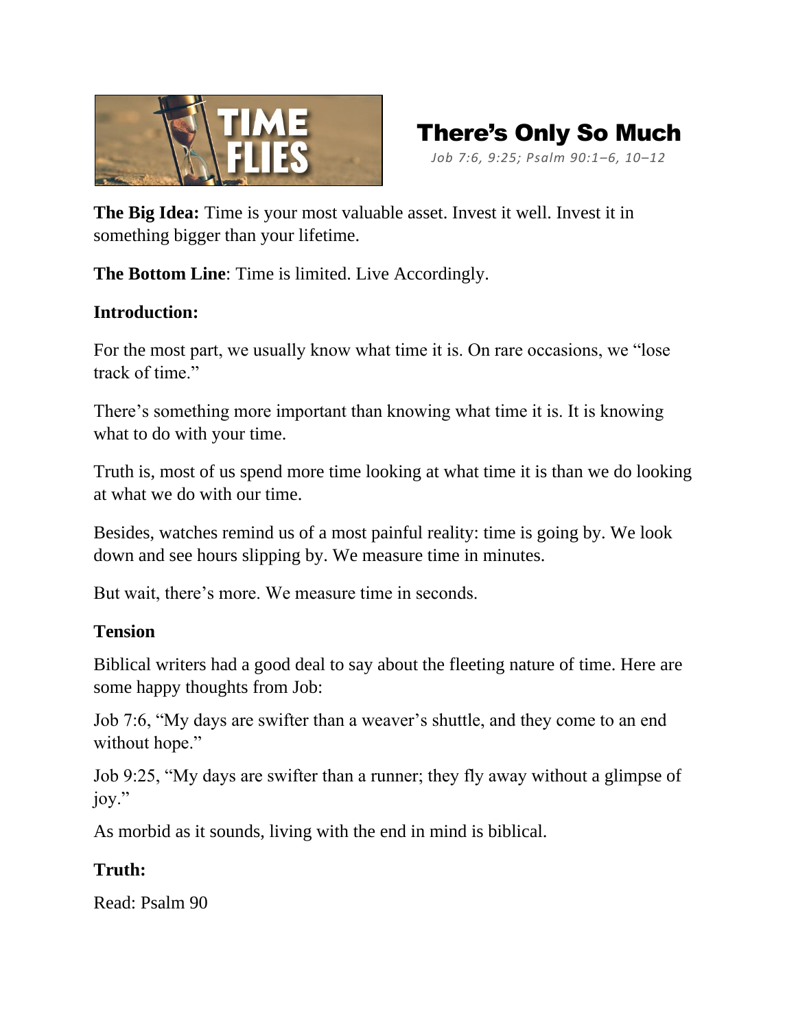# There's Only So Much

*Job 7:6, 9:25; Psalm 90:1–6, 10–12*

**The Big Idea:** Time is your most valuable asset. Invest it well. Invest it in something bigger than your lifetime.

**The Bottom Line**: Time is limited. Live Accordingly.

**Introduction:**

For the most part, we usually know what time it is. On rare occasions, we "lose track of time."

There's something more important than knowing what time it is. It is knowing what to do with your time.

Truth is, most of us spend more time looking at what time it is than we do looking at what we do with our time.

Besides, watches remind us of a most painful reality: time is going by. We look down and see hours slipping by. We measure time in minutes.

But wait, there's more. We measure time in seconds.

**Tension**

Biblical writers had a good deal to say about the fleeting nature of time. Here are some happy thoughts from Job:

Job 7:6, "My days are swifter than a weaver's shuttle, and they come to an end without hope."

Job 9:25, "My days are swifter than a runner; they fly away without a glimpse of joy."

As morbid as it sounds, living with the end in mind is biblical.

**Truth:**

Read: Psalm 90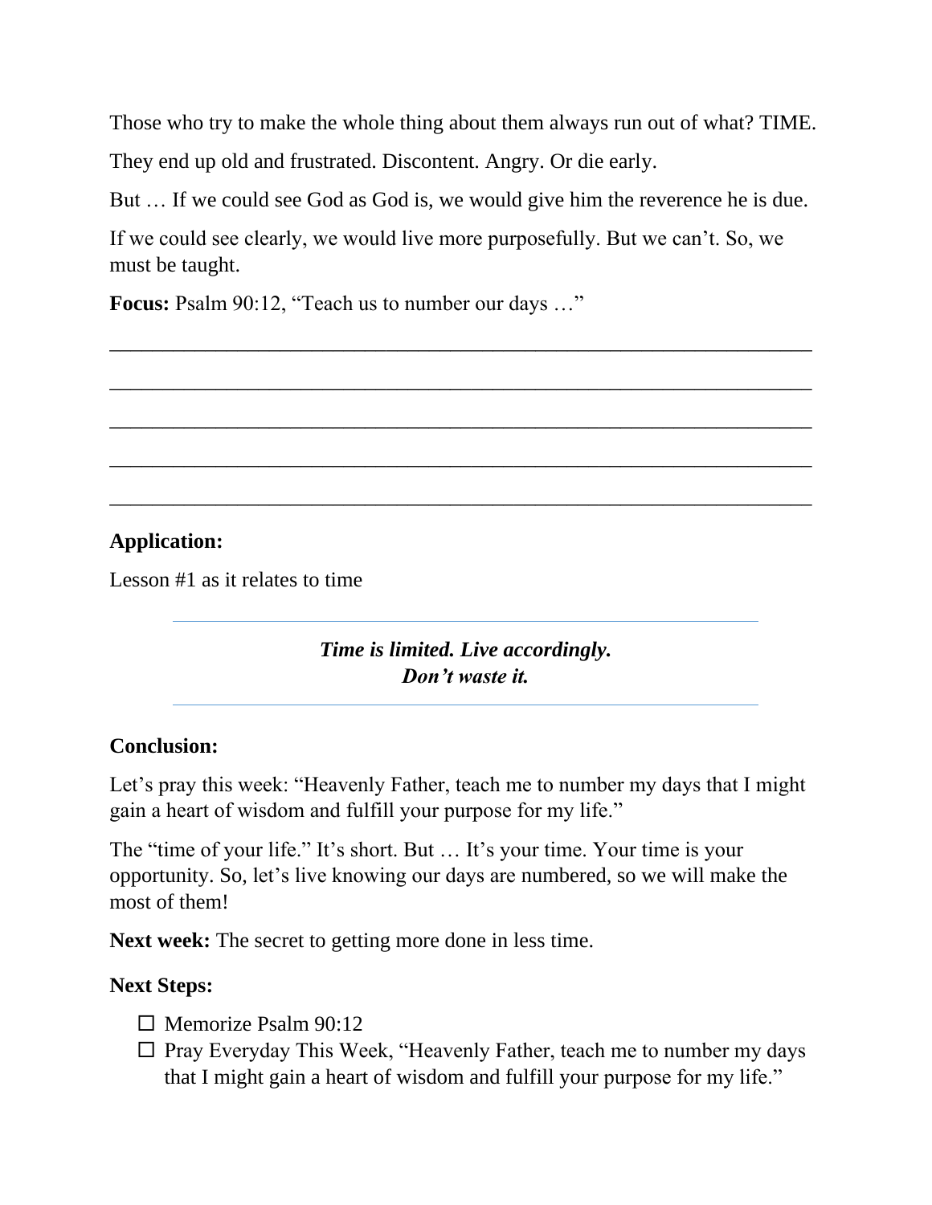Those who try to make the whole thing about them always run out of what? TIME.

They end up old and frustrated. Discontent. Angry. Or die early.

But … If we could see God as God is, we would give him the reverence he is due.

If we could see clearly, we would live more purposefully. But we can’t. So, we must be taught.

**Focus:** Psalm 90:12, “Teach us to number our days …”

______________________________________________________________________

______________________________________________________________________

______________________________________________________________________

______________________________________________________________________

______________________________________________________________________

**Application:**

Lesson #1 as it relates to time

---

***Time is limited. Live accordingly.***
***Don’t waste it.***

---

**Conclusion:**

Let’s pray this week: “Heavenly Father, teach me to number my days that I might gain a heart of wisdom and fulfill your purpose for my life.”

The “time of your life.” It’s short. But … It’s your time. Your time is your opportunity. So, let’s live knowing our days are numbered, so we will make the most of them!

**Next week:** The secret to getting more done in less time.

**Next Steps:**

- ☐ Memorize Psalm 90:12
- ☐ Pray Everyday This Week, “Heavenly Father, teach me to number my days that I might gain a heart of wisdom and fulfill your purpose for my life.”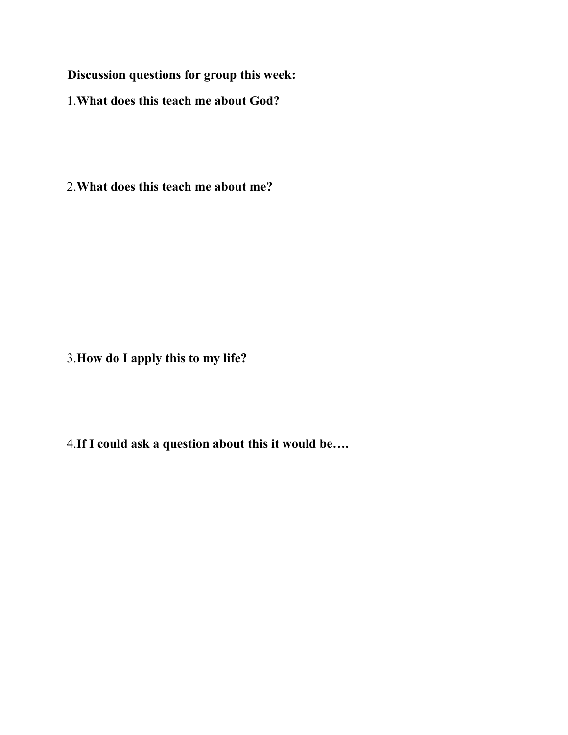**Discussion questions for group this week:**

1.**What does this teach me about God?**

2.**What does this teach me about me?**

3.**How do I apply this to my life?**

4.**If I could ask a question about this it would be….**